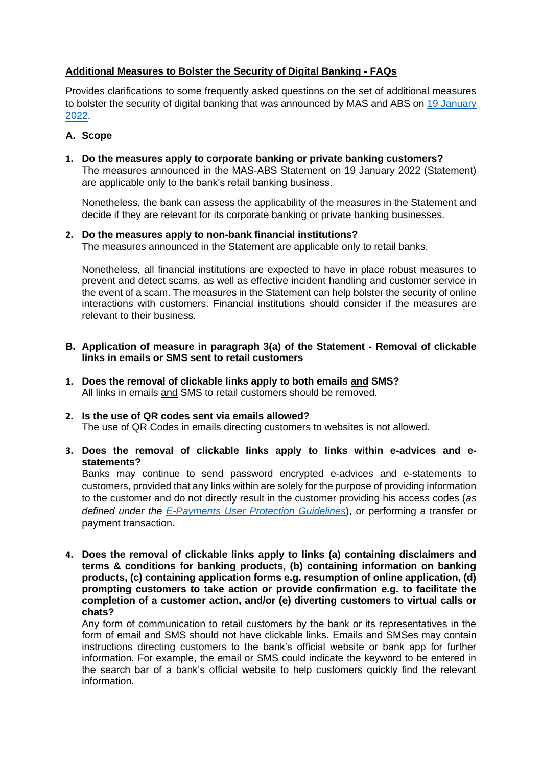**Additional Measures to Bolster the Security of Digital Banking - FAQs**

Provides clarifications to some frequently asked questions on the set of additional measures to bolster the security of digital banking that was announced by MAS and ABS on [19 January 2022](#).

## A. Scope

1. **Do the measures apply to corporate banking or private banking customers?**
   The measures announced in the MAS-ABS Statement on 19 January 2022 (Statement) are applicable only to the bank's retail banking business.

   Nonetheless, the bank can assess the applicability of the measures in the Statement and decide if they are relevant for its corporate banking or private banking businesses.

2. **Do the measures apply to non-bank financial institutions?**
   The measures announced in the Statement are applicable only to retail banks.

   Nonetheless, all financial institutions are expected to have in place robust measures to prevent and detect scams, as well as effective incident handling and customer service in the event of a scam. The measures in the Statement can help bolster the security of online interactions with customers. Financial institutions should consider if the measures are relevant to their business.

## B. Application of measure in paragraph 3(a) of the Statement - Removal of clickable links in emails or SMS sent to retail customers

1. **Does the removal of clickable links apply to both emails <u>and</u> SMS?**
   All links in emails <u>and</u> SMS to retail customers should be removed.

2. **Is the use of QR codes sent via emails allowed?**
   The use of QR Codes in emails directing customers to websites is not allowed.

3. **Does the removal of clickable links apply to links within e-advices and e-statements?**
   Banks may continue to send password encrypted e-advices and e-statements to customers, provided that any links within are solely for the purpose of providing information to the customer and do not directly result in the customer providing his access codes (*as defined under the [E-Payments User Protection Guidelines](#)*), or performing a transfer or payment transaction.

4. **Does the removal of clickable links apply to links (a) containing disclaimers and terms & conditions for banking products, (b) containing information on banking products, (c) containing application forms e.g. resumption of online application, (d) prompting customers to take action or provide confirmation e.g. to facilitate the completion of a customer action, and/or (e) diverting customers to virtual calls or chats?**
   Any form of communication to retail customers by the bank or its representatives in the form of email and SMS should not have clickable links. Emails and SMSes may contain instructions directing customers to the bank's official website or bank app for further information. For example, the email or SMS could indicate the keyword to be entered in the search bar of a bank's official website to help customers quickly find the relevant information.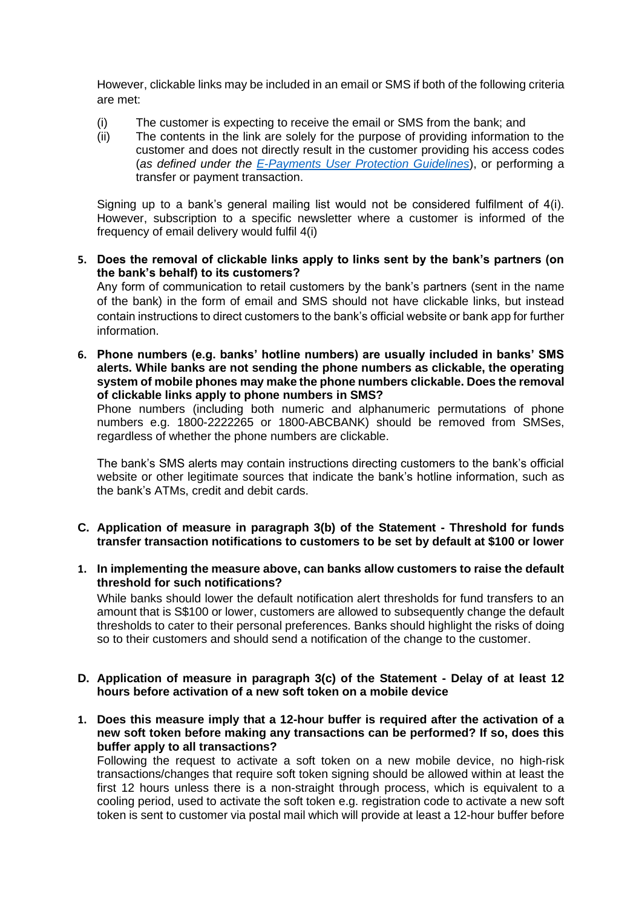However, clickable links may be included in an email or SMS if both of the following criteria are met:

(i) The customer is expecting to receive the email or SMS from the bank; and

(ii) The contents in the link are solely for the purpose of providing information to the customer and does not directly result in the customer providing his access codes (*as defined under the [E-Payments User Protection Guidelines](E-Payments User Protection Guidelines)*), or performing a transfer or payment transaction.

Signing up to a bank's general mailing list would not be considered fulfilment of 4(i). However, subscription to a specific newsletter where a customer is informed of the frequency of email delivery would fulfil 4(i)

5. **Does the removal of clickable links apply to links sent by the bank's partners (on the bank's behalf) to its customers?**

   Any form of communication to retail customers by the bank's partners (sent in the name of the bank) in the form of email and SMS should not have clickable links, but instead contain instructions to direct customers to the bank's official website or bank app for further information.

6. **Phone numbers (e.g. banks' hotline numbers) are usually included in banks' SMS alerts. While banks are not sending the phone numbers as clickable, the operating system of mobile phones may make the phone numbers clickable. Does the removal of clickable links apply to phone numbers in SMS?**

   Phone numbers (including both numeric and alphanumeric permutations of phone numbers e.g. 1800-2222265 or 1800-ABCBANK) should be removed from SMSes, regardless of whether the phone numbers are clickable.

   The bank's SMS alerts may contain instructions directing customers to the bank's official website or other legitimate sources that indicate the bank's hotline information, such as the bank's ATMs, credit and debit cards.

## C. Application of measure in paragraph 3(b) of the Statement - Threshold for funds transfer transaction notifications to customers to be set by default at $100 or lower

1. **In implementing the measure above, can banks allow customers to raise the default threshold for such notifications?**

   While banks should lower the default notification alert thresholds for fund transfers to an amount that is S$100 or lower, customers are allowed to subsequently change the default thresholds to cater to their personal preferences. Banks should highlight the risks of doing so to their customers and should send a notification of the change to the customer.

## D. Application of measure in paragraph 3(c) of the Statement - Delay of at least 12 hours before activation of a new soft token on a mobile device

1. **Does this measure imply that a 12-hour buffer is required after the activation of a new soft token before making any transactions can be performed? If so, does this buffer apply to all transactions?**

   Following the request to activate a soft token on a new mobile device, no high-risk transactions/changes that require soft token signing should be allowed within at least the first 12 hours unless there is a non-straight through process, which is equivalent to a cooling period, used to activate the soft token e.g. registration code to activate a new soft token is sent to customer via postal mail which will provide at least a 12-hour buffer before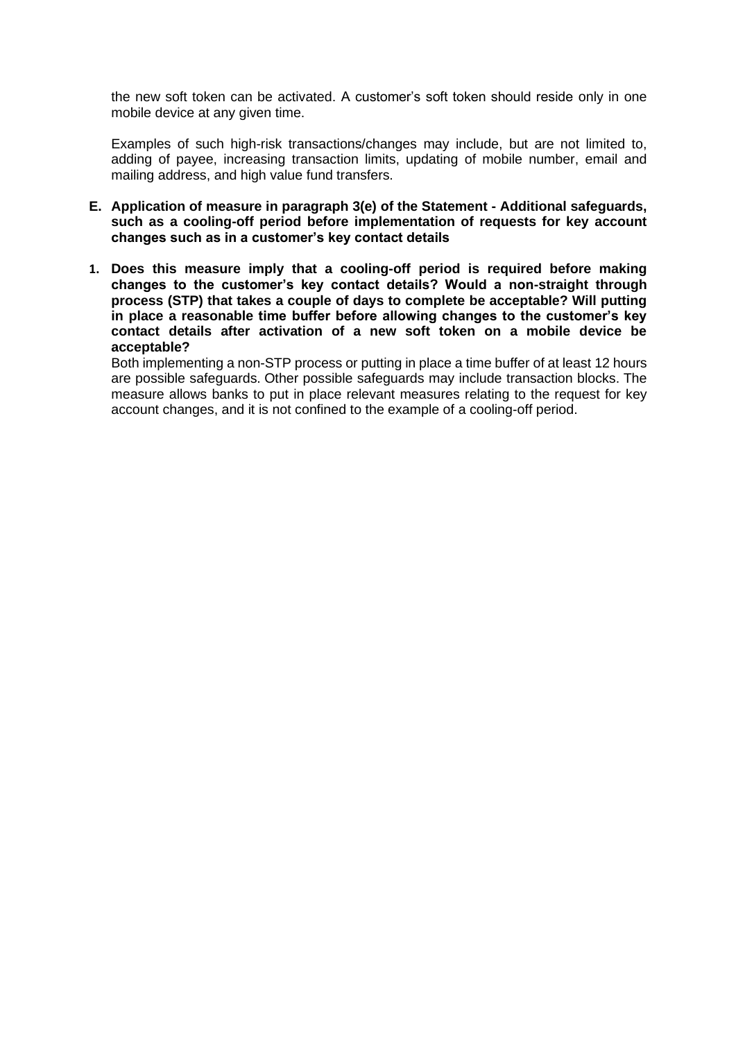the new soft token can be activated. A customer's soft token should reside only in one mobile device at any given time.

Examples of such high-risk transactions/changes may include, but are not limited to, adding of payee, increasing transaction limits, updating of mobile number, email and mailing address, and high value fund transfers.

**E. Application of measure in paragraph 3(e) of the Statement - Additional safeguards, such as a cooling-off period before implementation of requests for key account changes such as in a customer's key contact details**

**1. Does this measure imply that a cooling-off period is required before making changes to the customer's key contact details? Would a non-straight through process (STP) that takes a couple of days to complete be acceptable? Will putting in place a reasonable time buffer before allowing changes to the customer's key contact details after activation of a new soft token on a mobile device be acceptable?**

Both implementing a non-STP process or putting in place a time buffer of at least 12 hours are possible safeguards. Other possible safeguards may include transaction blocks. The measure allows banks to put in place relevant measures relating to the request for key account changes, and it is not confined to the example of a cooling-off period.